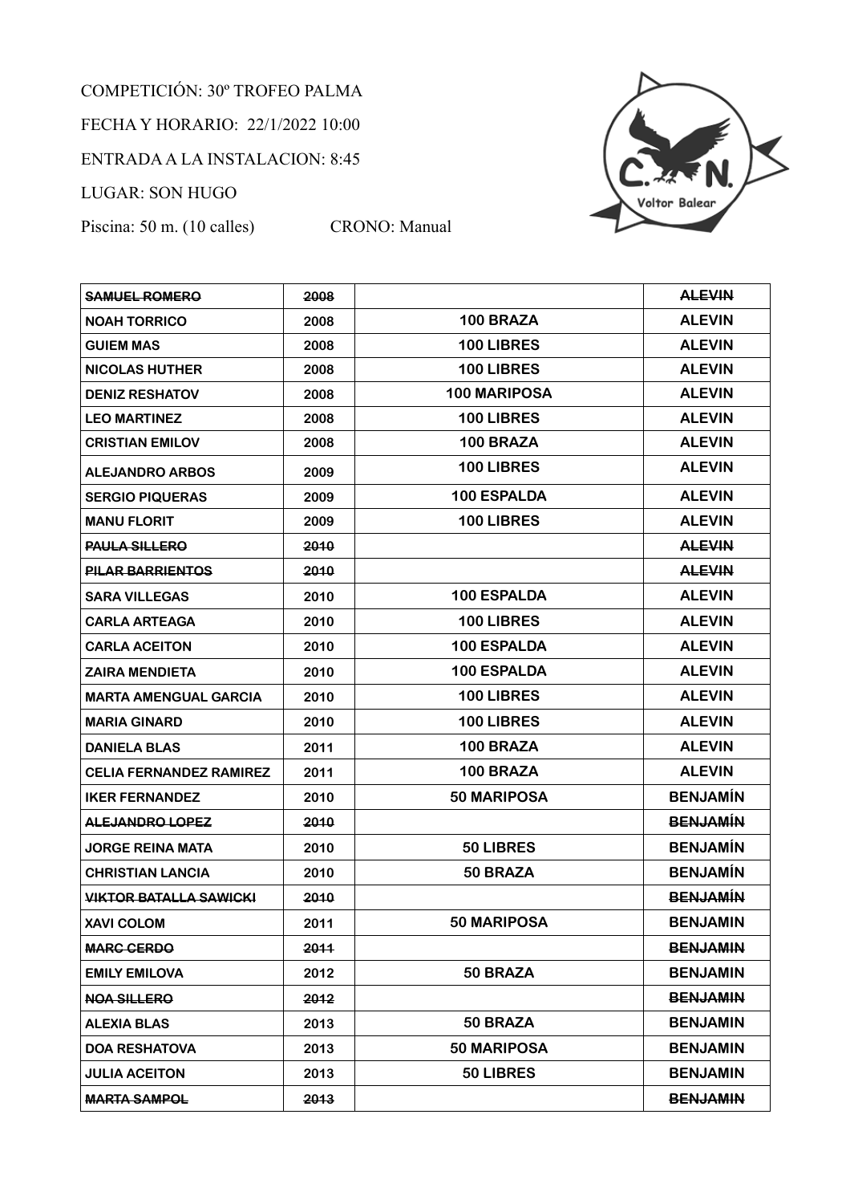COMPETICIÓN: 30º TROFEO PALMA

FECHA Y HORARIO: 22/1/2022 10:00

ENTRADA A LA INSTALACION: 8:45

LUGAR: SON HUGO

Piscina: 50 m. (10 calles) CRONO: Manual

| | | | |
|---|---|---|---|
| ~~SAMUEL ROMERO~~ | ~~2008~~ | | ~~ALEVIN~~ |
| NOAH TORRICO | 2008 | 100 BRAZA | ALEVIN |
| GUIEM MAS | 2008 | 100 LIBRES | ALEVIN |
| NICOLAS HUTHER | 2008 | 100 LIBRES | ALEVIN |
| DENIZ RESHATOV | 2008 | 100 MARIPOSA | ALEVIN |
| LEO MARTINEZ | 2008 | 100 LIBRES | ALEVIN |
| CRISTIAN EMILOV | 2008 | 100 BRAZA | ALEVIN |
| ALEJANDRO ARBOS | 2009 | 100 LIBRES | ALEVIN |
| SERGIO PIQUERAS | 2009 | 100 ESPALDA | ALEVIN |
| MANU FLORIT | 2009 | 100 LIBRES | ALEVIN |
| ~~PAULA SILLERO~~ | ~~2010~~ | | ~~ALEVIN~~ |
| ~~PILAR BARRIENTOS~~ | ~~2010~~ | | ~~ALEVIN~~ |
| SARA VILLEGAS | 2010 | 100 ESPALDA | ALEVIN |
| CARLA ARTEAGA | 2010 | 100 LIBRES | ALEVIN |
| CARLA ACEITON | 2010 | 100 ESPALDA | ALEVIN |
| ZAIRA MENDIETA | 2010 | 100 ESPALDA | ALEVIN |
| MARTA AMENGUAL GARCIA | 2010 | 100 LIBRES | ALEVIN |
| MARIA GINARD | 2010 | 100 LIBRES | ALEVIN |
| DANIELA BLAS | 2011 | 100 BRAZA | ALEVIN |
| CELIA FERNANDEZ RAMIREZ | 2011 | 100 BRAZA | ALEVIN |
| IKER FERNANDEZ | 2010 | 50 MARIPOSA | BENJAMÍN |
| ~~ALEJANDRO LOPEZ~~ | ~~2010~~ | | ~~BENJAMÍN~~ |
| JORGE REINA MATA | 2010 | 50 LIBRES | BENJAMÍN |
| CHRISTIAN LANCIA | 2010 | 50 BRAZA | BENJAMÍN |
| ~~VIKTOR BATALLA SAWICKI~~ | ~~2010~~ | | ~~BENJAMÍN~~ |
| XAVI COLOM | 2011 | 50 MARIPOSA | BENJAMIN |
| ~~MARC CERDO~~ | ~~2011~~ | | ~~BENJAMIN~~ |
| EMILY EMILOVA | 2012 | 50 BRAZA | BENJAMIN |
| ~~NOA SILLERO~~ | ~~2012~~ | | ~~BENJAMIN~~ |
| ALEXIA BLAS | 2013 | 50 BRAZA | BENJAMIN |
| DOA RESHATOVA | 2013 | 50 MARIPOSA | BENJAMIN |
| JULIA ACEITON | 2013 | 50 LIBRES | BENJAMIN |
| ~~MARTA SAMPOL~~ | ~~2013~~ | | ~~BENJAMIN~~ |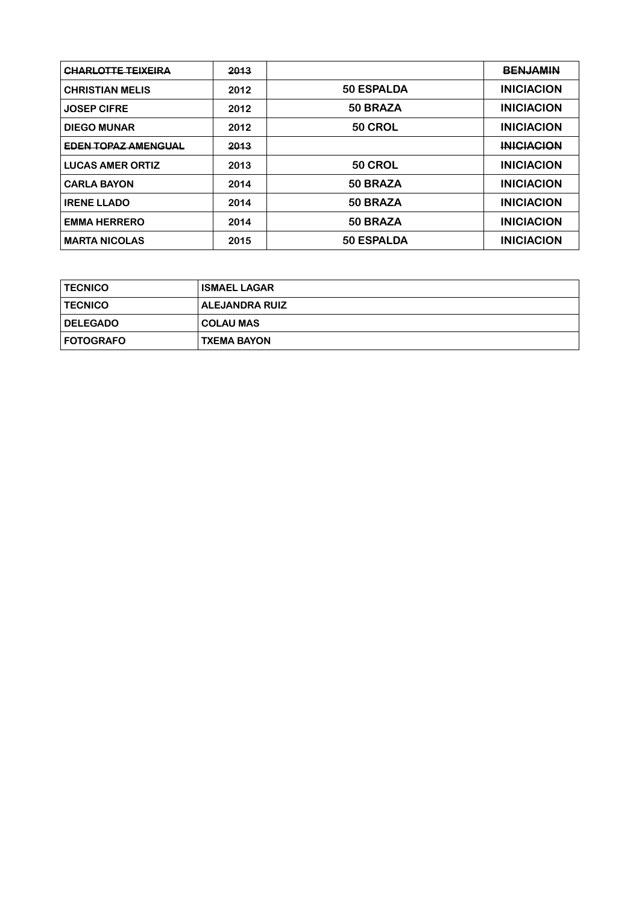| | | | |
|---|---|---|---|
| ~~CHARLOTTE TEIXEIRA~~ | ~~2013~~ | | ~~BENJAMIN~~ |
| CHRISTIAN MELIS | 2012 | 50 ESPALDA | INICIACION |
| JOSEP CIFRE | 2012 | 50 BRAZA | INICIACION |
| DIEGO MUNAR | 2012 | 50 CROL | INICIACION |
| ~~EDEN TOPAZ AMENGUAL~~ | ~~2013~~ | | ~~INICIACION~~ |
| LUCAS AMER ORTIZ | 2013 | 50 CROL | INICIACION |
| CARLA BAYON | 2014 | 50 BRAZA | INICIACION |
| IRENE LLADO | 2014 | 50 BRAZA | INICIACION |
| EMMA HERRERO | 2014 | 50 BRAZA | INICIACION |
| MARTA NICOLAS | 2015 | 50 ESPALDA | INICIACION |

| | |
|---|---|
| TECNICO | ISMAEL LAGAR |
| TECNICO | ALEJANDRA RUIZ |
| DELEGADO | COLAU MAS |
| FOTOGRAFO | TXEMA BAYON |